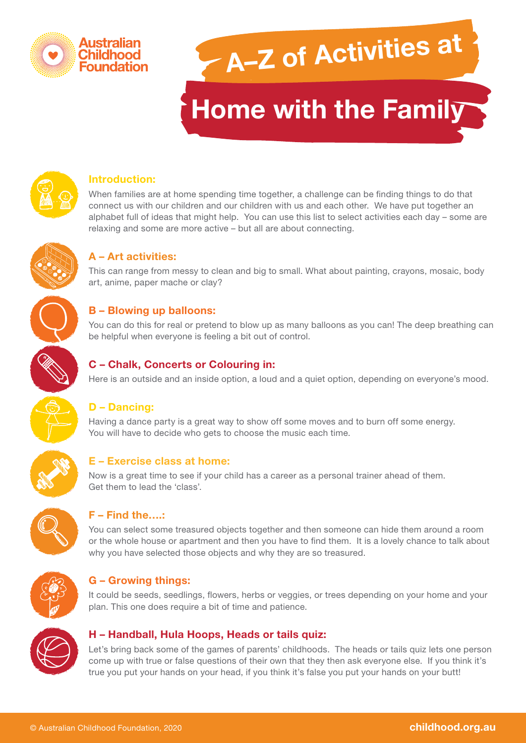Australian Childhood Foundation

# A–Z of Activities at Home with the Family

## Introduction:

When families are at home spending time together, a challenge can be finding things to do that connect us with our children and our children with us and each other. We have put together an alphabet full of ideas that might help. You can use this list to select activities each day – some are relaxing and some are more active – but all are about connecting.

## A – Art activities:

This can range from messy to clean and big to small. What about painting, crayons, mosaic, body art, anime, paper mache or clay?

## B – Blowing up balloons:

You can do this for real or pretend to blow up as many balloons as you can! The deep breathing can be helpful when everyone is feeling a bit out of control.

## C – Chalk, Concerts or Colouring in:

Here is an outside and an inside option, a loud and a quiet option, depending on everyone's mood.

## D – Dancing:

Having a dance party is a great way to show off some moves and to burn off some energy. You will have to decide who gets to choose the music each time.

## E – Exercise class at home:

Now is a great time to see if your child has a career as a personal trainer ahead of them. Get them to lead the 'class'.

## F – Find the….:

You can select some treasured objects together and then someone can hide them around a room or the whole house or apartment and then you have to find them. It is a lovely chance to talk about why you have selected those objects and why they are so treasured.

## G – Growing things:

It could be seeds, seedlings, flowers, herbs or veggies, or trees depending on your home and your plan. This one does require a bit of time and patience.

## H – Handball, Hula Hoops, Heads or tails quiz:

Let's bring back some of the games of parents' childhoods. The heads or tails quiz lets one person come up with true or false questions of their own that they then ask everyone else. If you think it's true you put your hands on your head, if you think it's false you put your hands on your butt!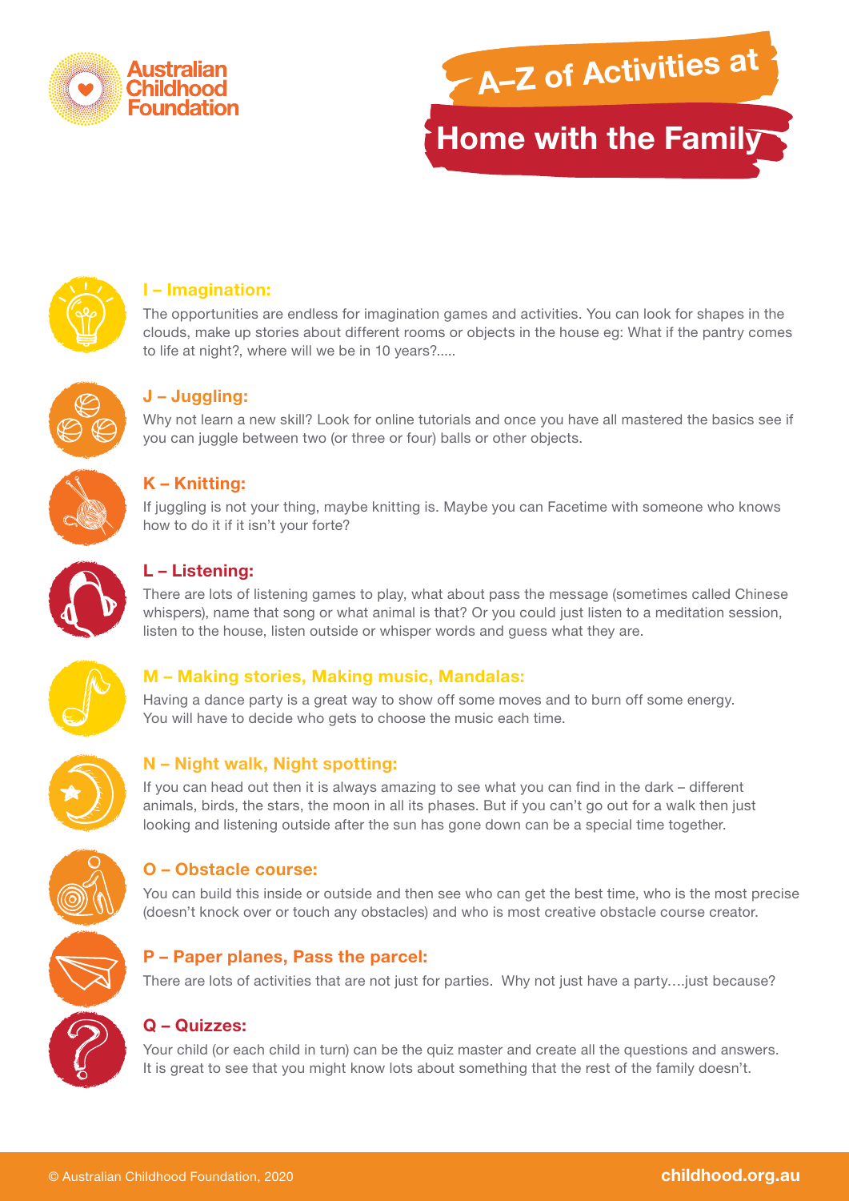# A–Z of Activities at Home with the Family

### I – Imagination:

The opportunities are endless for imagination games and activities. You can look for shapes in the clouds, make up stories about different rooms or objects in the house eg: What if the pantry comes to life at night?, where will we be in 10 years?.....

### J – Juggling:

Why not learn a new skill? Look for online tutorials and once you have all mastered the basics see if you can juggle between two (or three or four) balls or other objects.

### K – Knitting:

If juggling is not your thing, maybe knitting is. Maybe you can Facetime with someone who knows how to do it if it isn't your forte?

### L – Listening:

There are lots of listening games to play, what about pass the message (sometimes called Chinese whispers), name that song or what animal is that? Or you could just listen to a meditation session, listen to the house, listen outside or whisper words and guess what they are.

### M – Making stories, Making music, Mandalas:

Having a dance party is a great way to show off some moves and to burn off some energy. You will have to decide who gets to choose the music each time.

### N – Night walk, Night spotting:

If you can head out then it is always amazing to see what you can find in the dark – different animals, birds, the stars, the moon in all its phases. But if you can't go out for a walk then just looking and listening outside after the sun has gone down can be a special time together.

### O – Obstacle course:

You can build this inside or outside and then see who can get the best time, who is the most precise (doesn't knock over or touch any obstacles) and who is most creative obstacle course creator.

### P – Paper planes, Pass the parcel:

There are lots of activities that are not just for parties. Why not just have a party….just because?

### Q – Quizzes:

Your child (or each child in turn) can be the quiz master and create all the questions and answers. It is great to see that you might know lots about something that the rest of the family doesn't.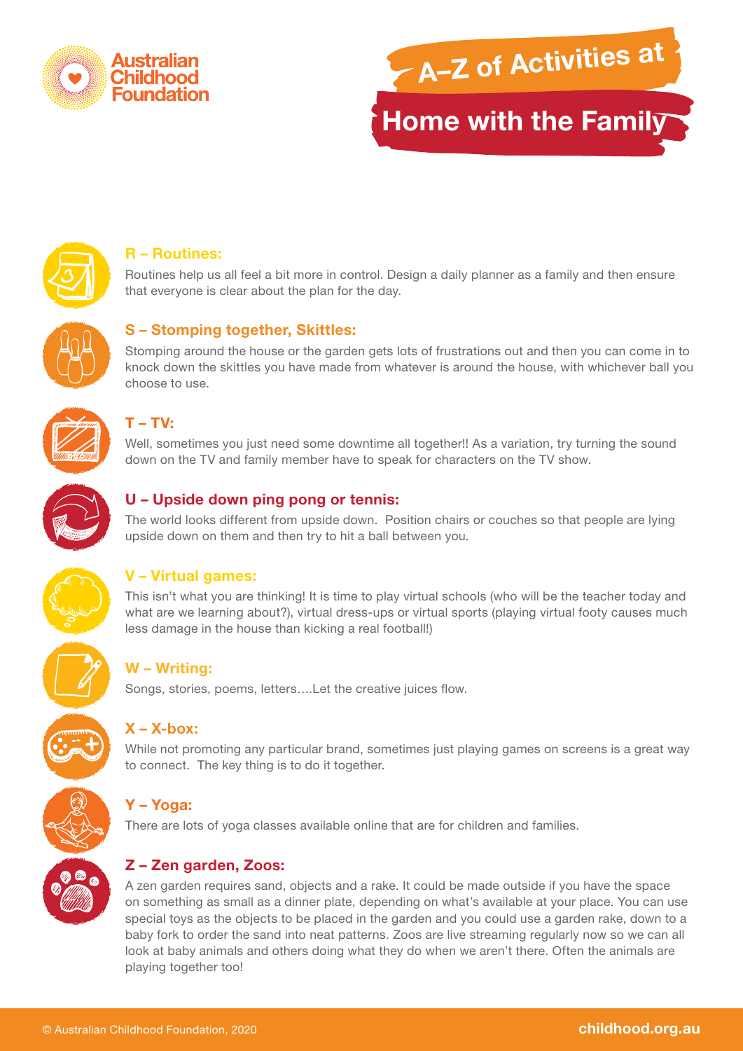Australian Childhood Foundation

# A–Z of Activities at Home with the Family

### R – Routines:

Routines help us all feel a bit more in control. Design a daily planner as a family and then ensure that everyone is clear about the plan for the day.

### S – Stomping together, Skittles:

Stomping around the house or the garden gets lots of frustrations out and then you can come in to knock down the skittles you have made from whatever is around the house, with whichever ball you choose to use.

### T – TV:

Well, sometimes you just need some downtime all together!! As a variation, try turning the sound down on the TV and family member have to speak for characters on the TV show.

### U – Upside down ping pong or tennis:

The world looks different from upside down. Position chairs or couches so that people are lying upside down on them and then try to hit a ball between you.

### V – Virtual games:

This isn't what you are thinking! It is time to play virtual schools (who will be the teacher today and what are we learning about?), virtual dress-ups or virtual sports (playing virtual footy causes much less damage in the house than kicking a real football!)

### W – Writing:

Songs, stories, poems, letters….Let the creative juices flow.

### X – X-box:

While not promoting any particular brand, sometimes just playing games on screens is a great way to connect. The key thing is to do it together.

### Y – Yoga:

There are lots of yoga classes available online that are for children and families.

### Z – Zen garden, Zoos:

A zen garden requires sand, objects and a rake. It could be made outside if you have the space on something as small as a dinner plate, depending on what's available at your place. You can use special toys as the objects to be placed in the garden and you could use a garden rake, down to a baby fork to order the sand into neat patterns. Zoos are live streaming regularly now so we can all look at baby animals and others doing what they do when we aren't there. Often the animals are playing together too!

© Australian Childhood Foundation, 2020

childhood.org.au